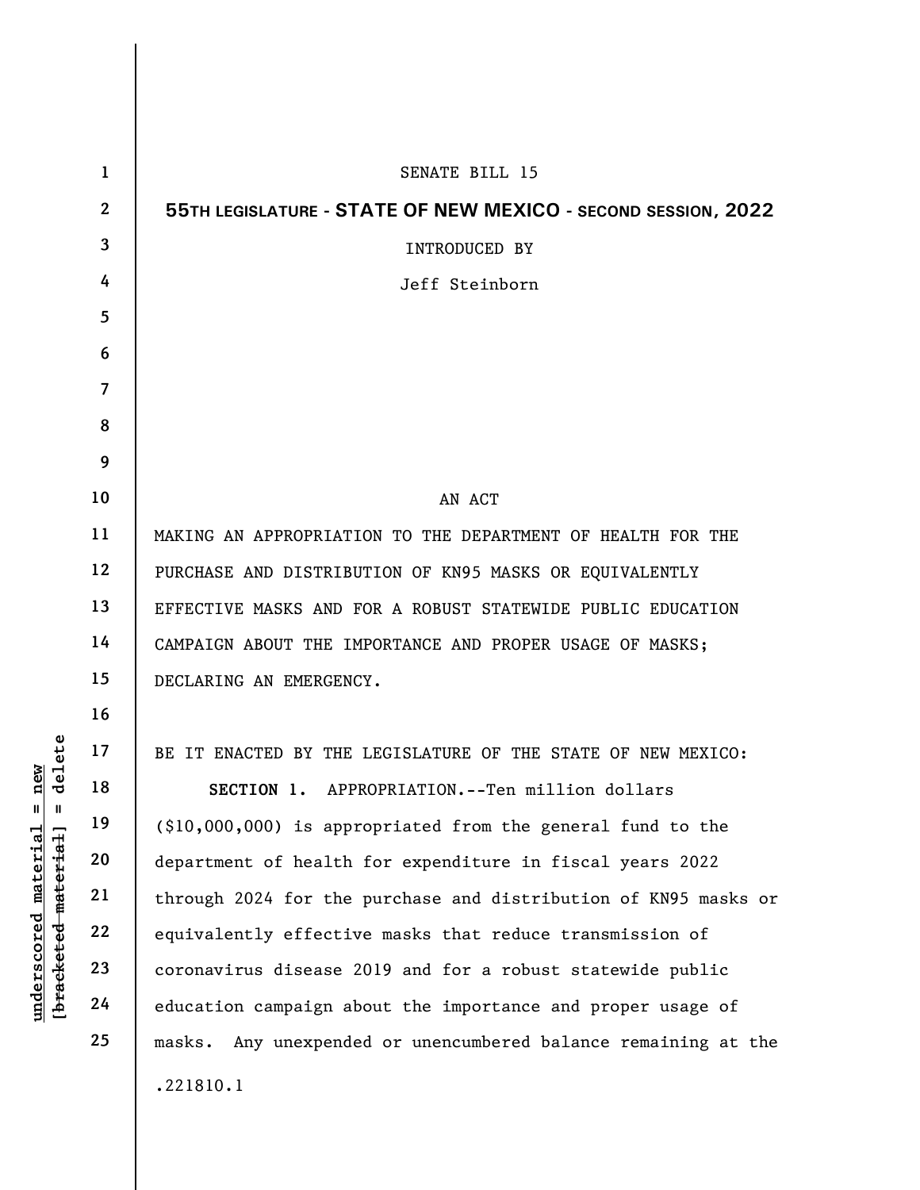SENATE BILL 15

**55TH LEGISLATURE - STATE OF NEW MEXICO - SECOND SESSION, 2022**

INTRODUCED BY

Jeff Steinborn

AN ACT

MAKING AN APPROPRIATION TO THE DEPARTMENT OF HEALTH FOR THE PURCHASE AND DISTRIBUTION OF KN95 MASKS OR EQUIVALENTLY EFFECTIVE MASKS AND FOR A ROBUST STATEWIDE PUBLIC EDUCATION CAMPAIGN ABOUT THE IMPORTANCE AND PROPER USAGE OF MASKS; DECLARING AN EMERGENCY.

BE IT ENACTED BY THE LEGISLATURE OF THE STATE OF NEW MEXICO:

**SECTION 1.** APPROPRIATION.--Ten million dollars ($10,000,000) is appropriated from the general fund to the department of health for expenditure in fiscal years 2022 through 2024 for the purchase and distribution of KN95 masks or equivalently effective masks that reduce transmission of coronavirus disease 2019 and for a robust statewide public education campaign about the importance and proper usage of masks. Any unexpended or unencumbered balance remaining at the

.221810.1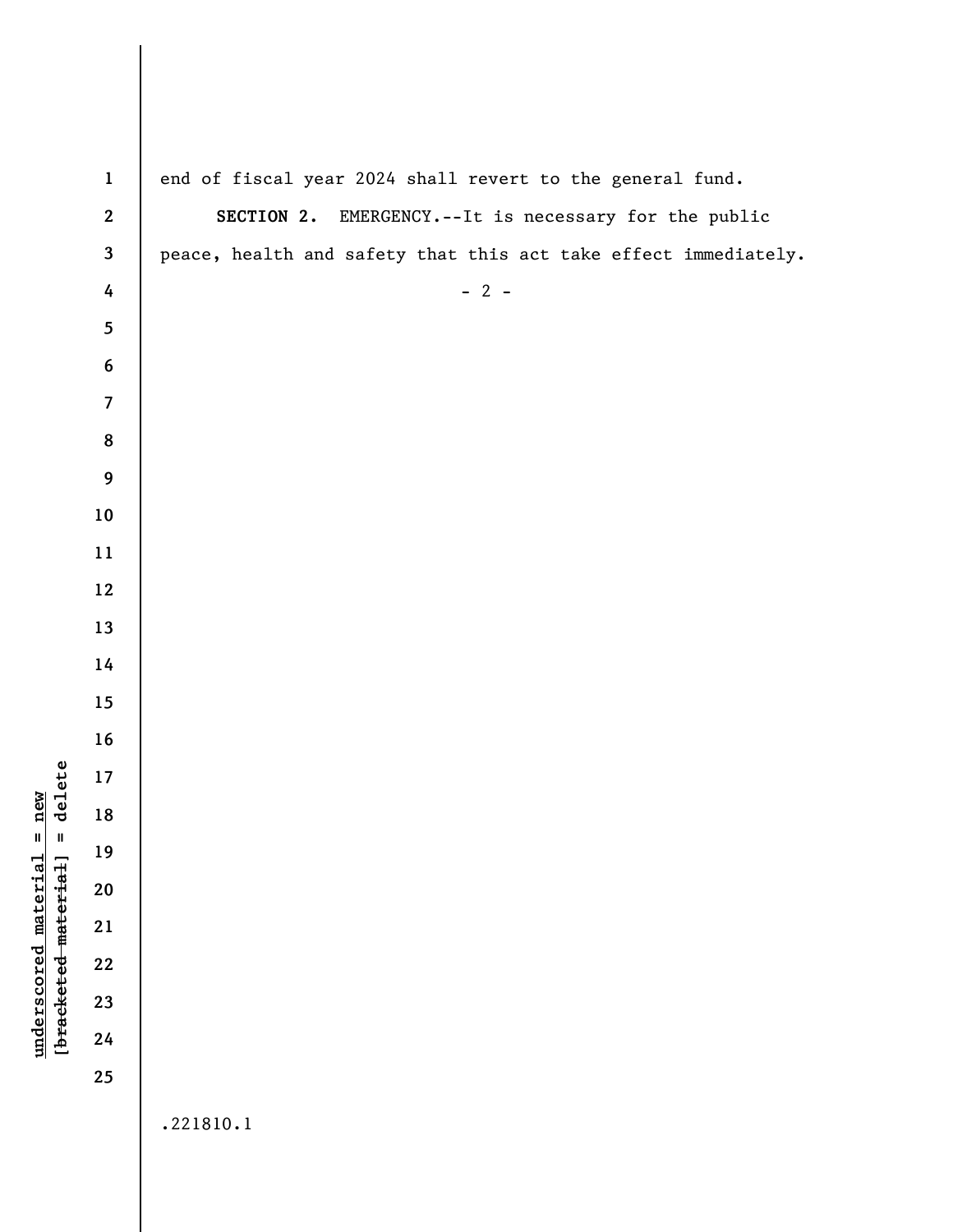end of fiscal year 2024 shall revert to the general fund.

**SECTION 2.** EMERGENCY.--It is necessary for the public peace, health and safety that this act take effect immediately.

.221810.1